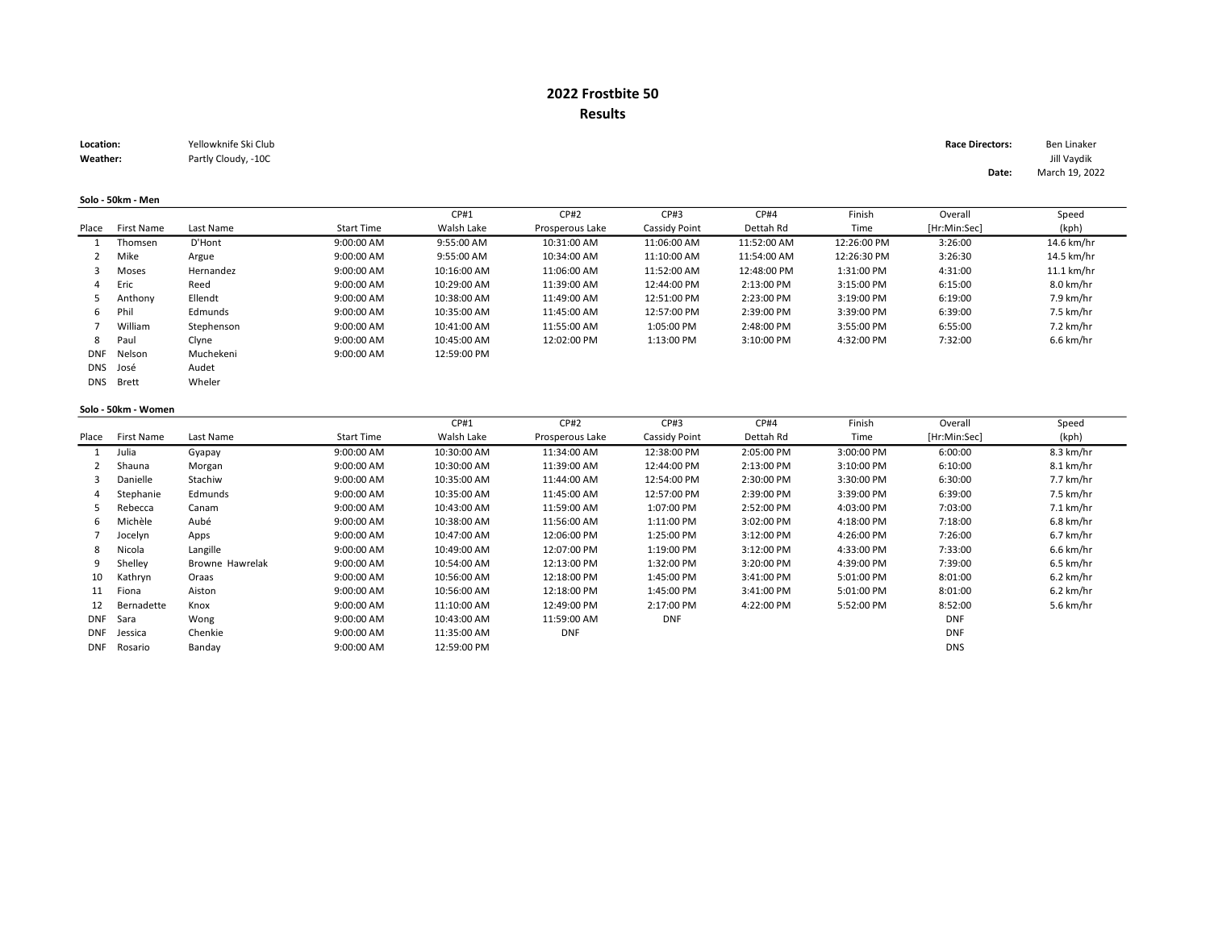# 2022 Frostbite 50
## Results

**Location:** Yellowknife Ski Club
**Weather:** Partly Cloudy, -10C

**Race Directors:** Ben Linaker
Jill Vaydik
**Date:** March 19, 2022

**Solo - 50km - Men**

| Place | First Name | Last Name | Start Time | CP#1 Walsh Lake | CP#2 Prosperous Lake | CP#3 Cassidy Point | CP#4 Dettah Rd | Finish Time | Overall [Hr:Min:Sec] | Speed (kph) |
|---|---|---|---|---|---|---|---|---|---|---|
| 1 | Thomsen | D'Hont | 9:00:00 AM | 9:55:00 AM | 10:31:00 AM | 11:06:00 AM | 11:52:00 AM | 12:26:00 PM | 3:26:00 | 14.6 km/hr |
| 2 | Mike | Argue | 9:00:00 AM | 9:55:00 AM | 10:34:00 AM | 11:10:00 AM | 11:54:00 AM | 12:26:30 PM | 3:26:30 | 14.5 km/hr |
| 3 | Moses | Hernandez | 9:00:00 AM | 10:16:00 AM | 11:06:00 AM | 11:52:00 AM | 12:48:00 PM | 1:31:00 PM | 4:31:00 | 11.1 km/hr |
| 4 | Eric | Reed | 9:00:00 AM | 10:29:00 AM | 11:39:00 AM | 12:44:00 PM | 2:13:00 PM | 3:15:00 PM | 6:15:00 | 8.0 km/hr |
| 5 | Anthony | Ellendt | 9:00:00 AM | 10:38:00 AM | 11:49:00 AM | 12:51:00 PM | 2:23:00 PM | 3:19:00 PM | 6:19:00 | 7.9 km/hr |
| 6 | Phil | Edmunds | 9:00:00 AM | 10:35:00 AM | 11:45:00 AM | 12:57:00 PM | 2:39:00 PM | 3:39:00 PM | 6:39:00 | 7.5 km/hr |
| 7 | William | Stephenson | 9:00:00 AM | 10:41:00 AM | 11:55:00 AM | 1:05:00 PM | 2:48:00 PM | 3:55:00 PM | 6:55:00 | 7.2 km/hr |
| 8 | Paul | Clyne | 9:00:00 AM | 10:45:00 AM | 12:02:00 PM | 1:13:00 PM | 3:10:00 PM | 4:32:00 PM | 7:32:00 | 6.6 km/hr |
| DNF | Nelson | Muchekeni | 9:00:00 AM | 12:59:00 PM | | | | | | |
| DNS | José | Audet | | | | | | | | |
| DNS | Brett | Wheler | | | | | | | | |

**Solo - 50km - Women**

| Place | First Name | Last Name | Start Time | CP#1 Walsh Lake | CP#2 Prosperous Lake | CP#3 Cassidy Point | CP#4 Dettah Rd | Finish Time | Overall [Hr:Min:Sec] | Speed (kph) |
|---|---|---|---|---|---|---|---|---|---|---|
| 1 | Julia | Gyapay | 9:00:00 AM | 10:30:00 AM | 11:34:00 AM | 12:38:00 PM | 2:05:00 PM | 3:00:00 PM | 6:00:00 | 8.3 km/hr |
| 2 | Shauna | Morgan | 9:00:00 AM | 10:30:00 AM | 11:39:00 AM | 12:44:00 PM | 2:13:00 PM | 3:10:00 PM | 6:10:00 | 8.1 km/hr |
| 3 | Danielle | Stachiw | 9:00:00 AM | 10:35:00 AM | 11:44:00 AM | 12:54:00 PM | 2:30:00 PM | 3:30:00 PM | 6:30:00 | 7.7 km/hr |
| 4 | Stephanie | Edmunds | 9:00:00 AM | 10:35:00 AM | 11:45:00 AM | 12:57:00 PM | 2:39:00 PM | 3:39:00 PM | 6:39:00 | 7.5 km/hr |
| 5 | Rebecca | Canam | 9:00:00 AM | 10:43:00 AM | 11:59:00 AM | 1:07:00 PM | 2:52:00 PM | 4:03:00 PM | 7:03:00 | 7.1 km/hr |
| 6 | Michèle | Aubé | 9:00:00 AM | 10:38:00 AM | 11:56:00 AM | 1:11:00 PM | 3:02:00 PM | 4:18:00 PM | 7:18:00 | 6.8 km/hr |
| 7 | Jocelyn | Apps | 9:00:00 AM | 10:47:00 AM | 12:06:00 PM | 1:25:00 PM | 3:12:00 PM | 4:26:00 PM | 7:26:00 | 6.7 km/hr |
| 8 | Nicola | Langille | 9:00:00 AM | 10:49:00 AM | 12:07:00 PM | 1:19:00 PM | 3:12:00 PM | 4:33:00 PM | 7:33:00 | 6.6 km/hr |
| 9 | Shelley | Browne Hawrelak | 9:00:00 AM | 10:54:00 AM | 12:13:00 PM | 1:32:00 PM | 3:20:00 PM | 4:39:00 PM | 7:39:00 | 6.5 km/hr |
| 10 | Kathryn | Oraas | 9:00:00 AM | 10:56:00 AM | 12:18:00 PM | 1:45:00 PM | 3:41:00 PM | 5:01:00 PM | 8:01:00 | 6.2 km/hr |
| 11 | Fiona | Aiston | 9:00:00 AM | 10:56:00 AM | 12:18:00 PM | 1:45:00 PM | 3:41:00 PM | 5:01:00 PM | 8:01:00 | 6.2 km/hr |
| 12 | Bernadette | Knox | 9:00:00 AM | 11:10:00 AM | 12:49:00 PM | 2:17:00 PM | 4:22:00 PM | 5:52:00 PM | 8:52:00 | 5.6 km/hr |
| DNF | Sara | Wong | 9:00:00 AM | 10:43:00 AM | 11:59:00 AM | DNF | | | DNF | |
| DNF | Jessica | Chenkie | 9:00:00 AM | 11:35:00 AM | DNF | | | | DNF | |
| DNF | Rosario | Banday | 9:00:00 AM | 12:59:00 PM | | | | | DNS | |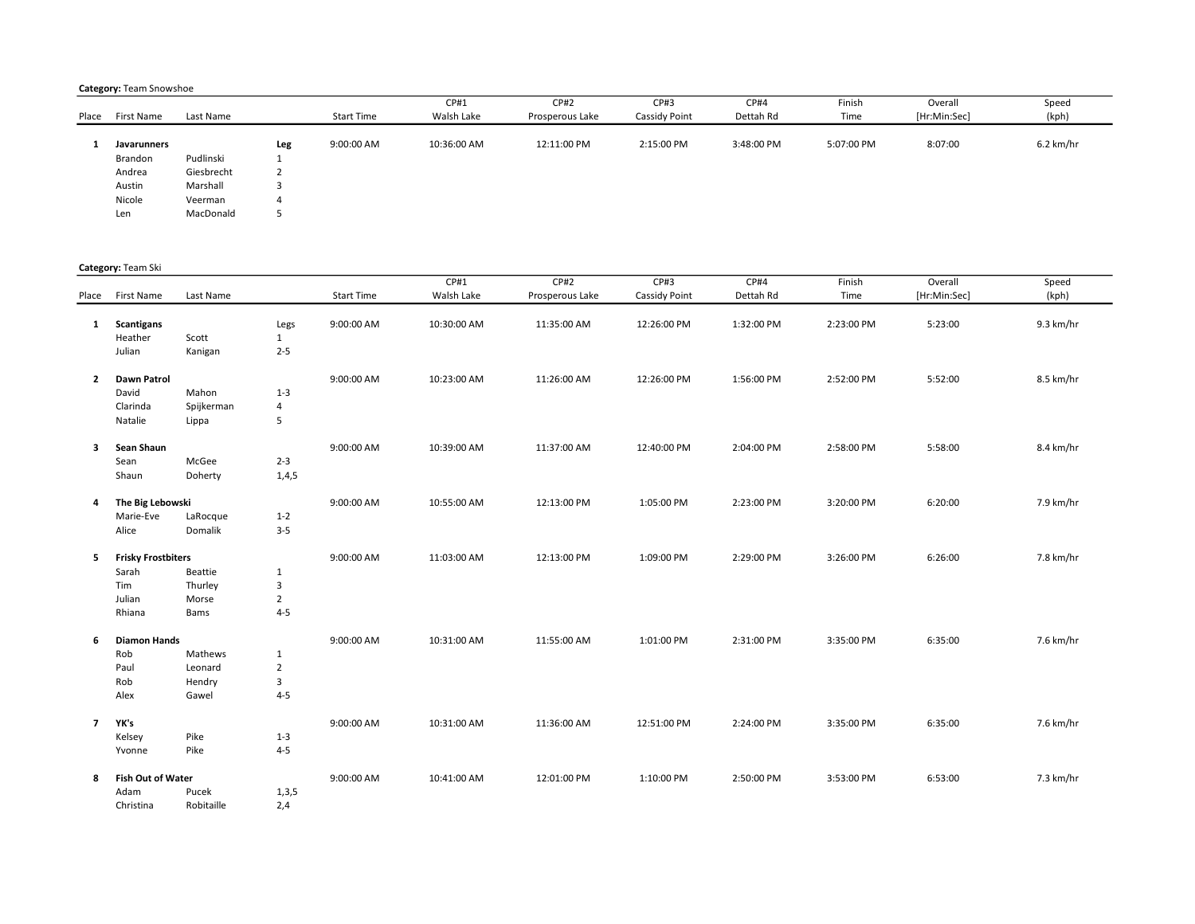**Category:** Team Snowshoe

| Place | First Name | Last Name | | Start Time | CP#1 Walsh Lake | CP#2 Prosperous Lake | CP#3 Cassidy Point | CP#4 Dettah Rd | Finish Time | Overall [Hr:Min:Sec] | Speed (kph) |
|---|---|---|---|---|---|---|---|---|---|---|---|
| **1** | **Javarunners** | | **Leg** | 9:00:00 AM | 10:36:00 AM | 12:11:00 PM | 2:15:00 PM | 3:48:00 PM | 5:07:00 PM | 8:07:00 | 6.2 km/hr |
| | Brandon | Pudlinski | 1 | | | | | | | | |
| | Andrea | Giesbrecht | 2 | | | | | | | | |
| | Austin | Marshall | 3 | | | | | | | | |
| | Nicole | Veerman | 4 | | | | | | | | |
| | Len | MacDonald | 5 | | | | | | | | |

**Category:** Team Ski

| Place | First Name | Last Name | | Start Time | CP#1 Walsh Lake | CP#2 Prosperous Lake | CP#3 Cassidy Point | CP#4 Dettah Rd | Finish Time | Overall [Hr:Min:Sec] | Speed (kph) |
|---|---|---|---|---|---|---|---|---|---|---|---|
| **1** | **Scantigans** | | Legs | 9:00:00 AM | 10:30:00 AM | 11:35:00 AM | 12:26:00 PM | 1:32:00 PM | 2:23:00 PM | 5:23:00 | 9.3 km/hr |
| | Heather | Scott | 1 | | | | | | | | |
| | Julian | Kanigan | 2-5 | | | | | | | | |
| **2** | **Dawn Patrol** | | | 9:00:00 AM | 10:23:00 AM | 11:26:00 AM | 12:26:00 PM | 1:56:00 PM | 2:52:00 PM | 5:52:00 | 8.5 km/hr |
| | David | Mahon | 1-3 | | | | | | | | |
| | Clarinda | Spijkerman | 4 | | | | | | | | |
| | Natalie | Lippa | 5 | | | | | | | | |
| **3** | **Sean Shaun** | | | 9:00:00 AM | 10:39:00 AM | 11:37:00 AM | 12:40:00 PM | 2:04:00 PM | 2:58:00 PM | 5:58:00 | 8.4 km/hr |
| | Sean | McGee | 2-3 | | | | | | | | |
| | Shaun | Doherty | 1,4,5 | | | | | | | | |
| **4** | **The Big Lebowski** | | | 9:00:00 AM | 10:55:00 AM | 12:13:00 PM | 1:05:00 PM | 2:23:00 PM | 3:20:00 PM | 6:20:00 | 7.9 km/hr |
| | Marie-Eve | LaRocque | 1-2 | | | | | | | | |
| | Alice | Domalik | 3-5 | | | | | | | | |
| **5** | **Frisky Frostbiters** | | | 9:00:00 AM | 11:03:00 AM | 12:13:00 PM | 1:09:00 PM | 2:29:00 PM | 3:26:00 PM | 6:26:00 | 7.8 km/hr |
| | Sarah | Beattie | 1 | | | | | | | | |
| | Tim | Thurley | 3 | | | | | | | | |
| | Julian | Morse | 2 | | | | | | | | |
| | Rhiana | Bams | 4-5 | | | | | | | | |
| **6** | **Diamon Hands** | | | 9:00:00 AM | 10:31:00 AM | 11:55:00 AM | 1:01:00 PM | 2:31:00 PM | 3:35:00 PM | 6:35:00 | 7.6 km/hr |
| | Rob | Mathews | 1 | | | | | | | | |
| | Paul | Leonard | 2 | | | | | | | | |
| | Rob | Hendry | 3 | | | | | | | | |
| | Alex | Gawel | 4-5 | | | | | | | | |
| **7** | **YK's** | | | 9:00:00 AM | 10:31:00 AM | 11:36:00 AM | 12:51:00 PM | 2:24:00 PM | 3:35:00 PM | 6:35:00 | 7.6 km/hr |
| | Kelsey | Pike | 1-3 | | | | | | | | |
| | Yvonne | Pike | 4-5 | | | | | | | | |
| **8** | **Fish Out of Water** | | | 9:00:00 AM | 10:41:00 AM | 12:01:00 PM | 1:10:00 PM | 2:50:00 PM | 3:53:00 PM | 6:53:00 | 7.3 km/hr |
| | Adam | Pucek | 1,3,5 | | | | | | | | |
| | Christina | Robitaille | 2,4 | | | | | | | | |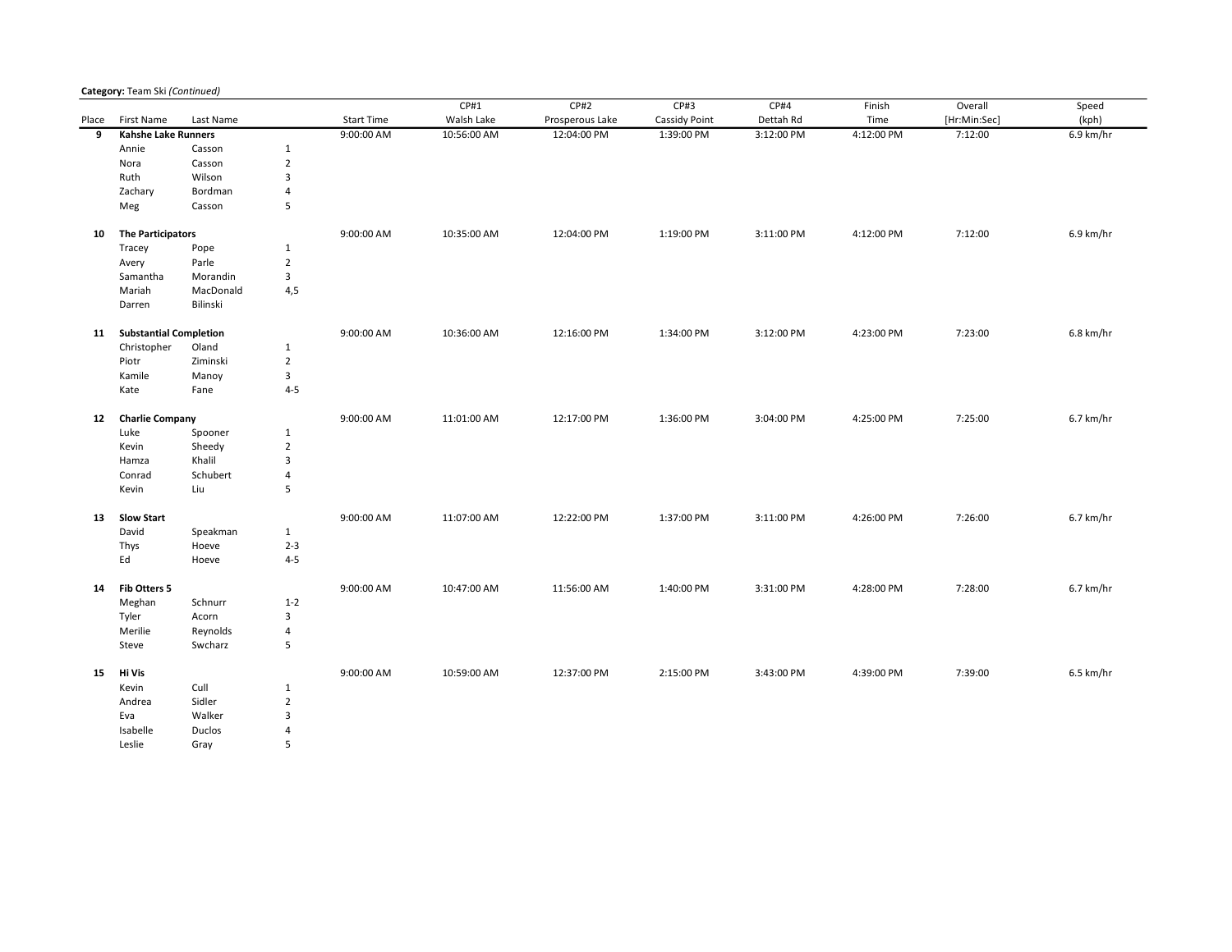**Category:** Team Ski *(Continued)*

| Place | First Name | Last Name | | Start Time | CP#1 Walsh Lake | CP#2 Prosperous Lake | CP#3 Cassidy Point | CP#4 Dettah Rd | Finish Time | Overall [Hr:Min:Sec] | Speed (kph) |
|---|---|---|---|---|---|---|---|---|---|---|---|
| **9** | **Kahshe Lake Runners** | | | 9:00:00 AM | 10:56:00 AM | 12:04:00 PM | 1:39:00 PM | 3:12:00 PM | 4:12:00 PM | 7:12:00 | 6.9 km/hr |
| | Annie | Casson | 1 | | | | | | | | |
| | Nora | Casson | 2 | | | | | | | | |
| | Ruth | Wilson | 3 | | | | | | | | |
| | Zachary | Bordman | 4 | | | | | | | | |
| | Meg | Casson | 5 | | | | | | | | |
| **10** | **The Participators** | | | 9:00:00 AM | 10:35:00 AM | 12:04:00 PM | 1:19:00 PM | 3:11:00 PM | 4:12:00 PM | 7:12:00 | 6.9 km/hr |
| | Tracey | Pope | 1 | | | | | | | | |
| | Avery | Parle | 2 | | | | | | | | |
| | Samantha | Morandin | 3 | | | | | | | | |
| | Mariah | MacDonald | 4,5 | | | | | | | | |
| | Darren | Bilinski | | | | | | | | | |
| **11** | **Substantial Completion** | | | 9:00:00 AM | 10:36:00 AM | 12:16:00 PM | 1:34:00 PM | 3:12:00 PM | 4:23:00 PM | 7:23:00 | 6.8 km/hr |
| | Christopher | Oland | 1 | | | | | | | | |
| | Piotr | Ziminski | 2 | | | | | | | | |
| | Kamile | Manoy | 3 | | | | | | | | |
| | Kate | Fane | 4-5 | | | | | | | | |
| **12** | **Charlie Company** | | | 9:00:00 AM | 11:01:00 AM | 12:17:00 PM | 1:36:00 PM | 3:04:00 PM | 4:25:00 PM | 7:25:00 | 6.7 km/hr |
| | Luke | Spooner | 1 | | | | | | | | |
| | Kevin | Sheedy | 2 | | | | | | | | |
| | Hamza | Khalil | 3 | | | | | | | | |
| | Conrad | Schubert | 4 | | | | | | | | |
| | Kevin | Liu | 5 | | | | | | | | |
| **13** | **Slow Start** | | | 9:00:00 AM | 11:07:00 AM | 12:22:00 PM | 1:37:00 PM | 3:11:00 PM | 4:26:00 PM | 7:26:00 | 6.7 km/hr |
| | David | Speakman | 1 | | | | | | | | |
| | Thys | Hoeve | 2-3 | | | | | | | | |
| | Ed | Hoeve | 4-5 | | | | | | | | |
| **14** | **Fib Otters 5** | | | 9:00:00 AM | 10:47:00 AM | 11:56:00 AM | 1:40:00 PM | 3:31:00 PM | 4:28:00 PM | 7:28:00 | 6.7 km/hr |
| | Meghan | Schnurr | 1-2 | | | | | | | | |
| | Tyler | Acorn | 3 | | | | | | | | |
| | Merilie | Reynolds | 4 | | | | | | | | |
| | Steve | Swcharz | 5 | | | | | | | | |
| **15** | **Hi Vis** | | | 9:00:00 AM | 10:59:00 AM | 12:37:00 PM | 2:15:00 PM | 3:43:00 PM | 4:39:00 PM | 7:39:00 | 6.5 km/hr |
| | Kevin | Cull | 1 | | | | | | | | |
| | Andrea | Sidler | 2 | | | | | | | | |
| | Eva | Walker | 3 | | | | | | | | |
| | Isabelle | Duclos | 4 | | | | | | | | |
| | Leslie | Gray | 5 | | | | | | | | |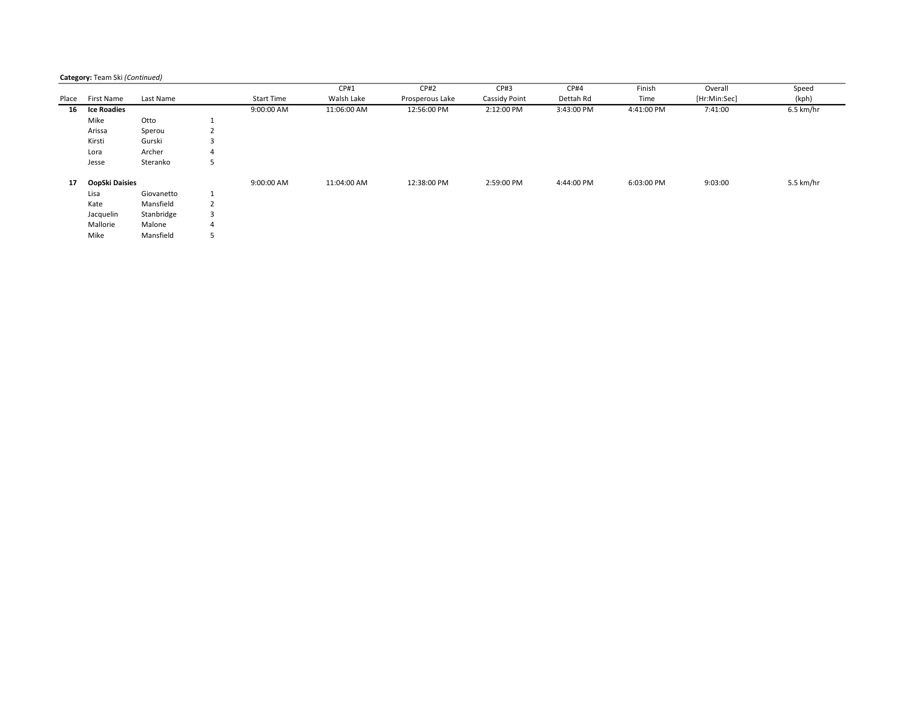**Category:** Team Ski *(Continued)*

| Place | First Name | Last Name | | Start Time | CP#1 Walsh Lake | CP#2 Prosperous Lake | CP#3 Cassidy Point | CP#4 Dettah Rd | Finish Time | Overall [Hr:Min:Sec] | Speed (kph) |
|---|---|---|---|---|---|---|---|---|---|---|---|
| **16** | **Ice Roadies** | | | 9:00:00 AM | 11:06:00 AM | 12:56:00 PM | 2:12:00 PM | 3:43:00 PM | 4:41:00 PM | 7:41:00 | 6.5 km/hr |
| | Mike | Otto | 1 | | | | | | | | |
| | Arissa | Sperou | 2 | | | | | | | | |
| | Kirsti | Gurski | 3 | | | | | | | | |
| | Lora | Archer | 4 | | | | | | | | |
| | Jesse | Steranko | 5 | | | | | | | | |
| **17** | **OopSki Daisies** | | | 9:00:00 AM | 11:04:00 AM | 12:38:00 PM | 2:59:00 PM | 4:44:00 PM | 6:03:00 PM | 9:03:00 | 5.5 km/hr |
| | Lisa | Giovanetto | 1 | | | | | | | | |
| | Kate | Mansfield | 2 | | | | | | | | |
| | Jacquelin | Stanbridge | 3 | | | | | | | | |
| | Mallorie | Malone | 4 | | | | | | | | |
| | Mike | Mansfield | 5 | | | | | | | | |